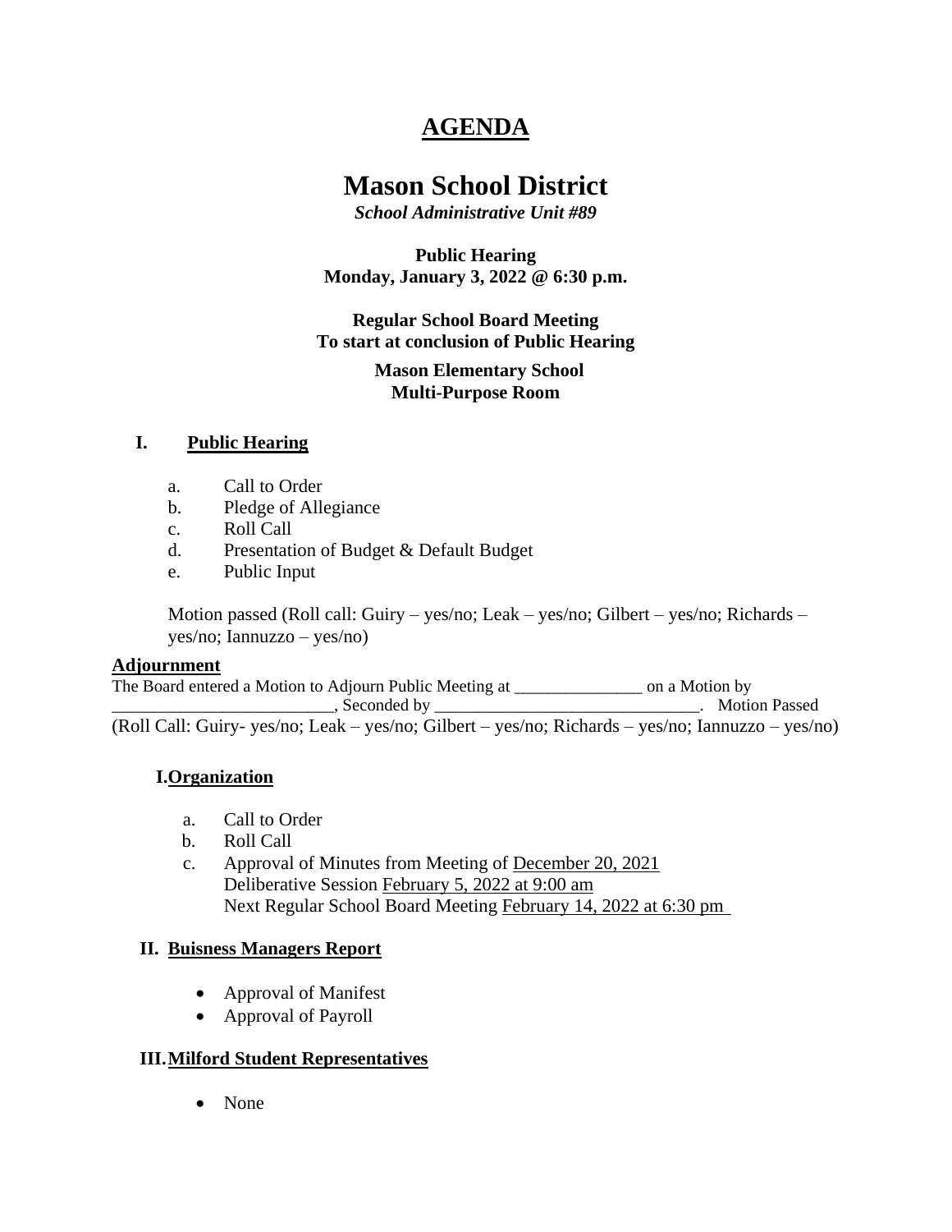# AGENDA

# Mason School District

***School Administrative Unit #89***

**Public Hearing**
**Monday, January 3, 2022 @ 6:30 p.m.**

**Regular School Board Meeting**
**To start at conclusion of Public Hearing**

**Mason Elementary School**
**Multi-Purpose Room**

## I. Public Hearing

a. Call to Order
b. Pledge of Allegiance
c. Roll Call
d. Presentation of Budget & Default Budget
e. Public Input

Motion passed (Roll call: Guiry – yes/no; Leak – yes/no; Gilbert – yes/no; Richards – yes/no; Iannuzzo – yes/no)

**Adjournment**

The Board entered a Motion to Adjourn Public Meeting at _______________ on a Motion by __________________________, Seconded by _______________________________. Motion Passed (Roll Call: Guiry- yes/no; Leak – yes/no; Gilbert – yes/no; Richards – yes/no; Iannuzzo – yes/no)

## I. Organization

a. Call to Order
b. Roll Call
c. Approval of Minutes from Meeting of December 20, 2021
   Deliberative Session February 5, 2022 at 9:00 am
   Next Regular School Board Meeting February 14, 2022 at 6:30 pm

## II. Buisness Managers Report

- Approval of Manifest
- Approval of Payroll

## III. Milford Student Representatives

- None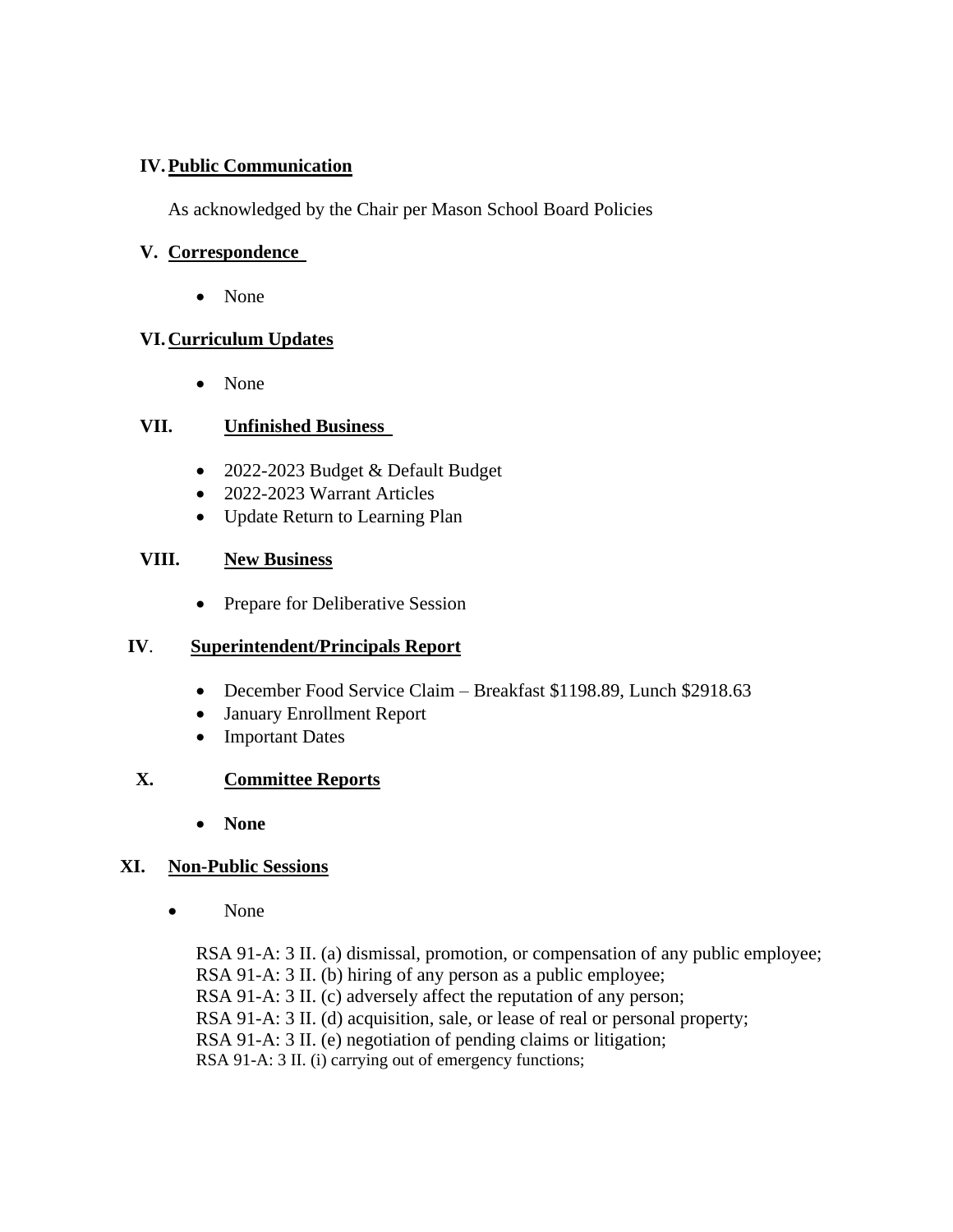**IV. Public Communication**

As acknowledged by the Chair per Mason School Board Policies

**V. Correspondence**

- None

**VI. Curriculum Updates**

- None

**VII. Unfinished Business**

- 2022-2023 Budget & Default Budget
- 2022-2023 Warrant Articles
- Update Return to Learning Plan

**VIII. New Business**

- Prepare for Deliberative Session

**IV. Superintendent/Principals Report**

- December Food Service Claim – Breakfast $1198.89, Lunch $2918.63
- January Enrollment Report
- Important Dates

**X. Committee Reports**

- **None**

**XI. Non-Public Sessions**

- None

RSA 91-A: 3 II. (a) dismissal, promotion, or compensation of any public employee;
RSA 91-A: 3 II. (b) hiring of any person as a public employee;
RSA 91-A: 3 II. (c) adversely affect the reputation of any person;
RSA 91-A: 3 II. (d) acquisition, sale, or lease of real or personal property;
RSA 91-A: 3 II. (e) negotiation of pending claims or litigation;
RSA 91-A: 3 II. (i) carrying out of emergency functions;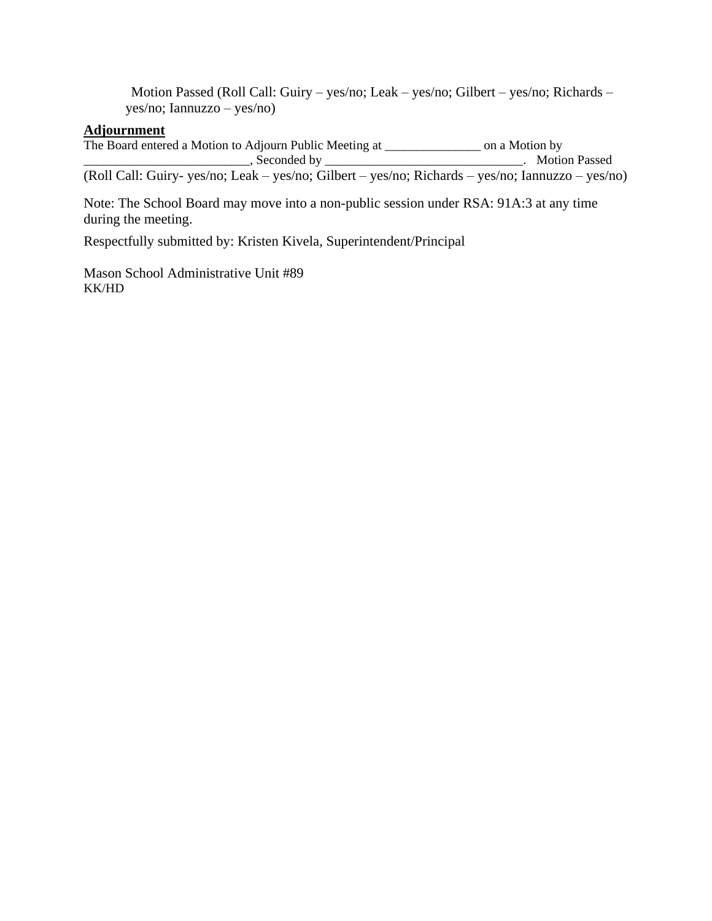Motion Passed (Roll Call: Guiry – yes/no; Leak – yes/no; Gilbert – yes/no; Richards – yes/no; Iannuzzo – yes/no)

**Adjournment**

The Board entered a Motion to Adjourn Public Meeting at _______________ on a Motion by __________________________, Seconded by _______________________________. Motion Passed (Roll Call: Guiry- yes/no; Leak – yes/no; Gilbert – yes/no; Richards – yes/no; Iannuzzo – yes/no)

Note: The School Board may move into a non-public session under RSA: 91A:3 at any time during the meeting.

Respectfully submitted by: Kristen Kivela, Superintendent/Principal

Mason School Administrative Unit #89
KK/HD